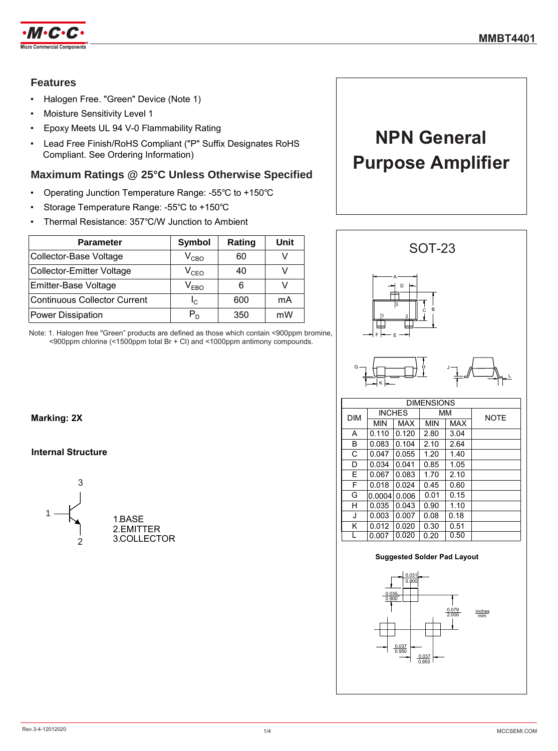# MMBT4401

## NPN General Purpose Amplifier

### Features

- Halogen Free. "Green" Device (Note 1)
- Moisture Sensitivity Level 1
- Epoxy Meets UL 94 V-0 Flammability Rating
- Lead Free Finish/RoHS Compliant ("P" Suffix Designates RoHS Compliant. See Ordering Information)

### Maximum Ratings @ 25°C Unless Otherwise Specified

- Operating Junction Temperature Range: -55℃ to +150℃
- Storage Temperature Range: -55℃ to +150℃
- Thermal Resistance: 357℃/W Junction to Ambient

| Parameter | Symbol | Rating | Unit |
|---|---|---|---|
| Collector-Base Voltage | $V_{CBO}$ | 60 | V |
| Collector-Emitter Voltage | $V_{CEO}$ | 40 | V |
| Emitter-Base Voltage | $V_{EBO}$ | 6 | V |
| Continuous Collector Current | $I_C$ | 600 | mA |
| Power Dissipation | $P_D$ | 350 | mW |

Note: 1. Halogen free "Green" products are defined as those which contain <900ppm bromine, <900ppm chlorine (<1500ppm total Br + Cl) and <1000ppm antimony compounds.

**Marking: 2X**

**Internal Structure**

1.BASE
2.EMITTER
3.COLLECTOR

### SOT-23

| DIM | INCHES | | MM | | NOTE |
|---|---|---|---|---|---|
| | MIN | MAX | MIN | MAX | |
| A | 0.110 | 0.120 | 2.80 | 3.04 | |
| B | 0.083 | 0.104 | 2.10 | 2.64 | |
| C | 0.047 | 0.055 | 1.20 | 1.40 | |
| D | 0.034 | 0.041 | 0.85 | 1.05 | |
| E | 0.067 | 0.083 | 1.70 | 2.10 | |
| F | 0.018 | 0.024 | 0.45 | 0.60 | |
| G | 0.0004 | 0.006 | 0.01 | 0.15 | |
| H | 0.035 | 0.043 | 0.90 | 1.10 | |
| J | 0.003 | 0.007 | 0.08 | 0.18 | |
| K | 0.012 | 0.020 | 0.30 | 0.51 | |
| L | 0.007 | 0.020 | 0.20 | 0.50 | |

**Suggested Solder Pad Layout**

0.031 / 0.800; 0.035 / 0.900; 0.079 / 2.000; 0.037 / 0.950; 0.037 / 0.950 (inches / mm)

Rev.3-4-12012020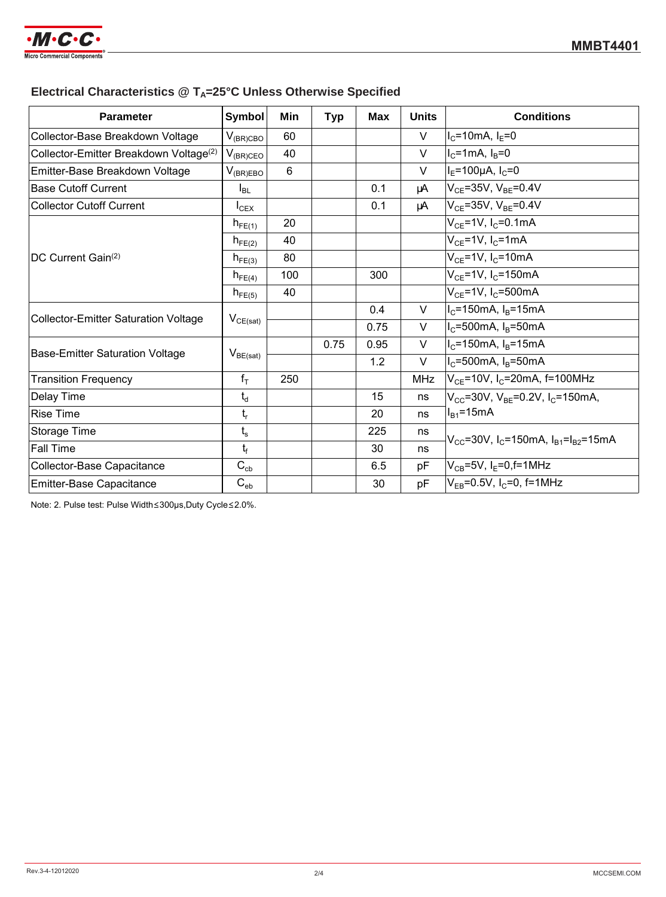## Electrical Characteristics @ $T_A$=25°C Unless Otherwise Specified

| Parameter | Symbol | Min | Typ | Max | Units | Conditions |
|---|---|---|---|---|---|---|
| Collector-Base Breakdown Voltage | $V_{(BR)CBO}$ | 60 | | | V | $I_C$=10mA, $I_E$=0 |
| Collector-Emitter Breakdown Voltage[(2)] | $V_{(BR)CEO}$ | 40 | | | V | $I_C$=1mA, $I_B$=0 |
| Emitter-Base Breakdown Voltage | $V_{(BR)EBO}$ | 6 | | | V | $I_E$=100μA, $I_C$=0 |
| Base Cutoff Current | $I_{BL}$ | | | 0.1 | μA | $V_{CE}$=35V, $V_{BE}$=0.4V |
| Collector Cutoff Current | $I_{CEX}$ | | | 0.1 | μA | $V_{CE}$=35V, $V_{BE}$=0.4V |
| DC Current Gain[(2)] | $h_{FE(1)}$ | 20 | | | | $V_{CE}$=1V, $I_C$=0.1mA |
| | $h_{FE(2)}$ | 40 | | | | $V_{CE}$=1V, $I_C$=1mA |
| | $h_{FE(3)}$ | 80 | | | | $V_{CE}$=1V, $I_C$=10mA |
| | $h_{FE(4)}$ | 100 | | 300 | | $V_{CE}$=1V, $I_C$=150mA |
| | $h_{FE(5)}$ | 40 | | | | $V_{CE}$=1V, $I_C$=500mA |
| Collector-Emitter Saturation Voltage | $V_{CE(sat)}$ | | | 0.4 | V | $I_C$=150mA, $I_B$=15mA |
| | | | | 0.75 | V | $I_C$=500mA, $I_B$=50mA |
| Base-Emitter Saturation Voltage | $V_{BE(sat)}$ | | 0.75 | 0.95 | V | $I_C$=150mA, $I_B$=15mA |
| | | | | 1.2 | V | $I_C$=500mA, $I_B$=50mA |
| Transition Frequency | $f_T$ | 250 | | | MHz | $V_{CE}$=10V, $I_C$=20mA, f=100MHz |
| Delay Time | $t_d$ | | | 15 | ns | $V_{CC}$=30V, $V_{BE}$=0.2V, $I_C$=150mA, $I_{B1}$=15mA |
| Rise Time | $t_r$ | | | 20 | ns | |
| Storage Time | $t_s$ | | | 225 | ns | $V_{CC}$=30V, $I_C$=150mA, $I_{B1}$=$I_{B2}$=15mA |
| Fall Time | $t_f$ | | | 30 | ns | |
| Collector-Base Capacitance | $C_{cb}$ | | | 6.5 | pF | $V_{CB}$=5V, $I_E$=0,f=1MHz |
| Emitter-Base Capacitance | $C_{eb}$ | | | 30 | pF | $V_{EB}$=0.5V, $I_C$=0, f=1MHz |

Note: 2. Pulse test: Pulse Width≤300μs,Duty Cycle≤2.0%.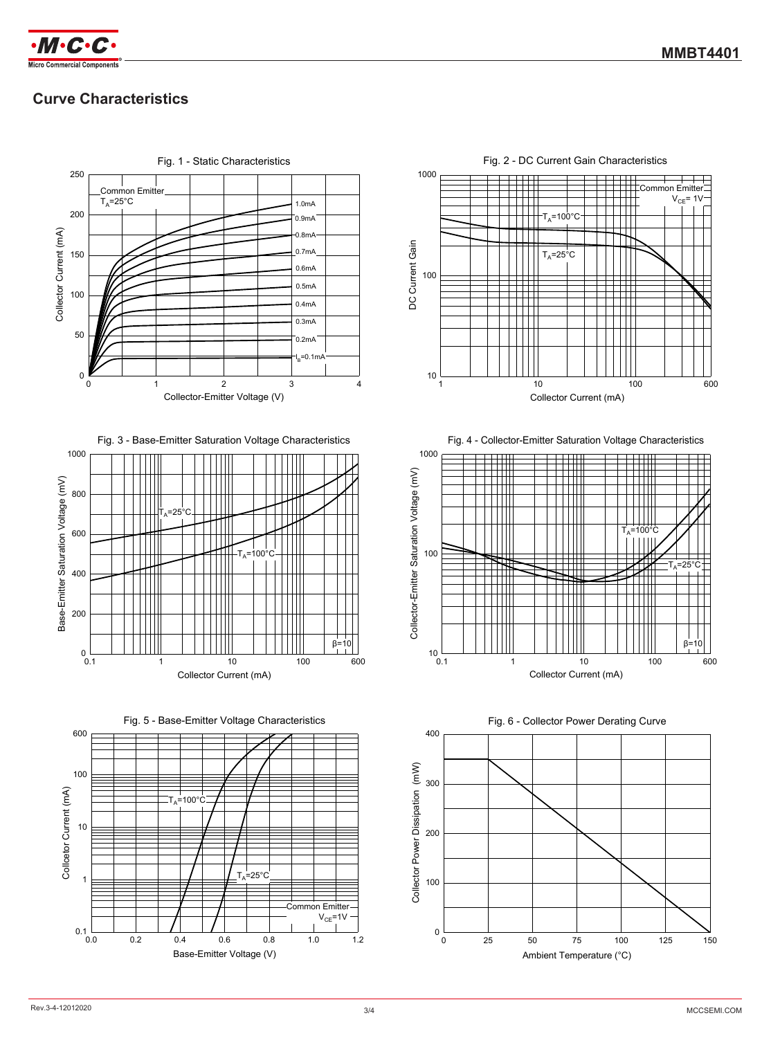## Curve Characteristics

Fig. 1 - Static Characteristics

Common Emitter
$T_A$=25°C

Collector Current (mA)

Collector-Emitter Voltage (V)

$I_B$=0.1mA, 0.2mA, 0.3mA, 0.4mA, 0.5mA, 0.6mA, 0.7mA, 0.8mA, 0.9mA, 1.0mA

Fig. 2 - DC Current Gain Characteristics

Common Emitter
$V_{CE}$= 1V

$T_A$=100°C

$T_A$=25°C

DC Current Gain

Collector Current (mA)

Fig. 3 - Base-Emitter Saturation Voltage Characteristics

$T_A$=25°C

$T_A$=100°C

β=10

Base-Emitter Saturation Voltage (mV)

Collector Current (mA)

Fig. 4 - Collector-Emitter Saturation Voltage Characteristics

$T_A$=100°C

$T_A$=25°C

β=10

Collector-Emitter Saturation Voltage (mV)

Collector Current (mA)

Fig. 5 - Base-Emitter Voltage Characteristics

$T_A$=100°C

$T_A$=25°C

Common Emitter
$V_{CE}$=1V

Collcetor Current (mA)

Base-Emitter Voltage (V)

Fig. 6 - Collector Power Derating Curve

Collector Power Dissipation (mW)

Ambient Temperature (°C)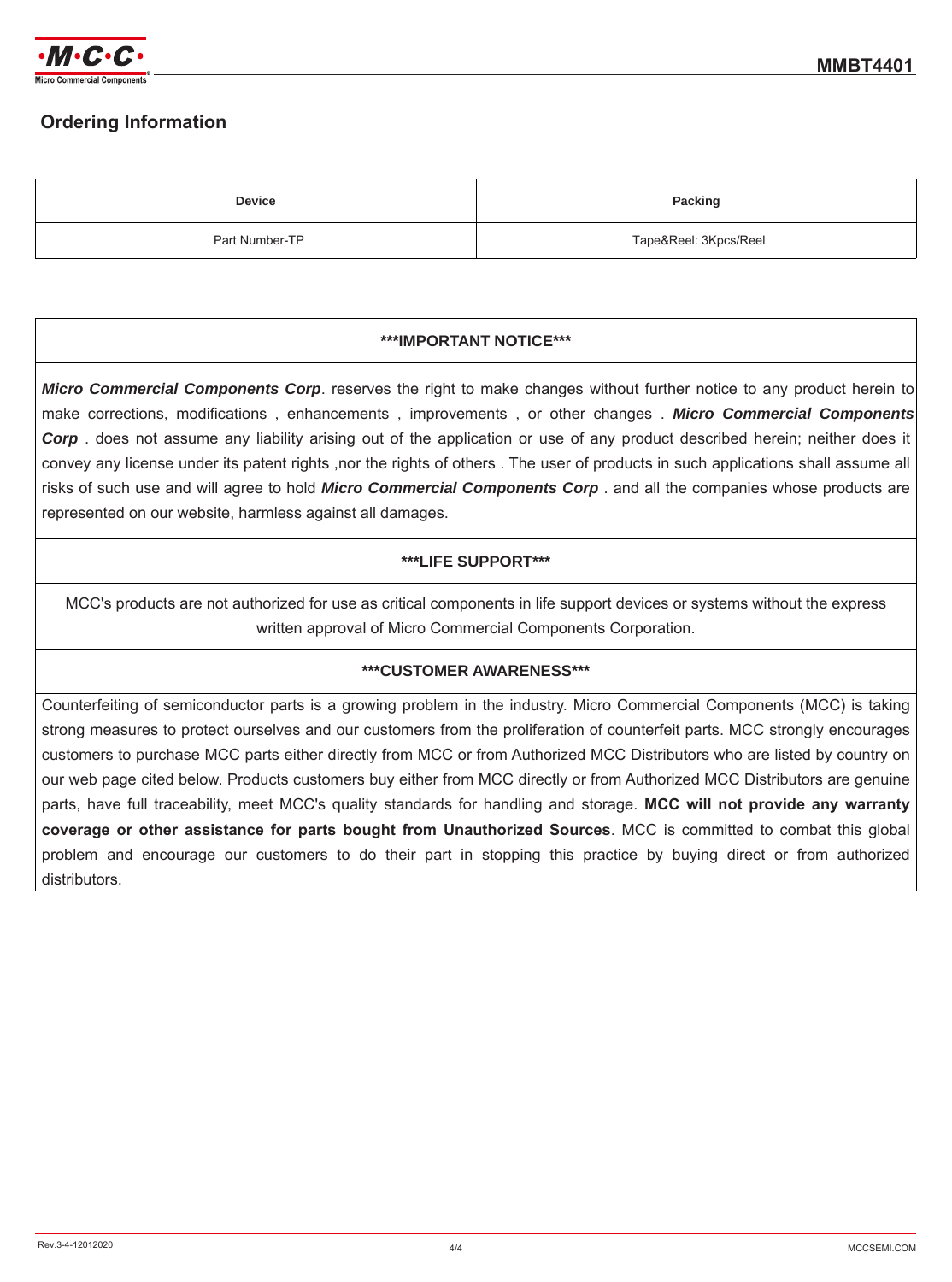## Ordering Information

| Device | Packing |
|---|---|
| Part Number-TP | Tape&Reel: 3Kpcs/Reel |

**\*\*\*IMPORTANT NOTICE\*\*\***

***Micro Commercial Components Corp***. reserves the right to make changes without further notice to any product herein to make corrections, modifications , enhancements , improvements , or other changes . ***Micro Commercial Components Corp*** . does not assume any liability arising out of the application or use of any product described herein; neither does it convey any license under its patent rights ,nor the rights of others . The user of products in such applications shall assume all risks of such use and will agree to hold ***Micro Commercial Components Corp*** . and all the companies whose products are represented on our website, harmless against all damages.

**\*\*\*LIFE SUPPORT\*\*\***

MCC's products are not authorized for use as critical components in life support devices or systems without the express written approval of Micro Commercial Components Corporation.

**\*\*\*CUSTOMER AWARENESS\*\*\***

Counterfeiting of semiconductor parts is a growing problem in the industry. Micro Commercial Components (MCC) is taking strong measures to protect ourselves and our customers from the proliferation of counterfeit parts. MCC strongly encourages customers to purchase MCC parts either directly from MCC or from Authorized MCC Distributors who are listed by country on our web page cited below. Products customers buy either from MCC directly or from Authorized MCC Distributors are genuine parts, have full traceability, meet MCC's quality standards for handling and storage. **MCC will not provide any warranty coverage or other assistance for parts bought from Unauthorized Sources**. MCC is committed to combat this global problem and encourage our customers to do their part in stopping this practice by buying direct or from authorized distributors.